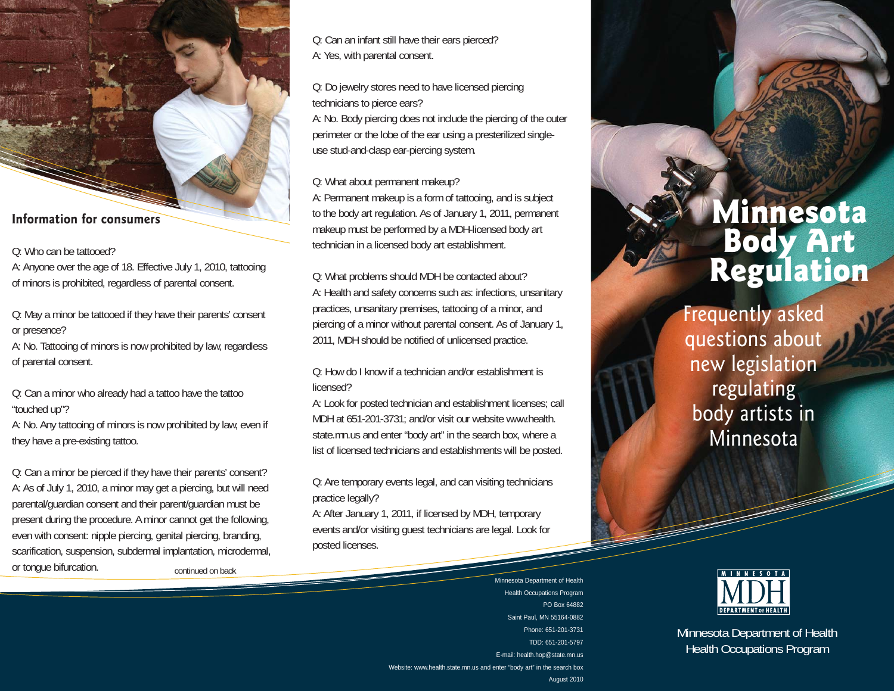# Minnesota Body Art Regulation

## Frequently asked questions about new legislation regulating body artists in Minnesota

## Information for consumers

Q: Who can be tattooed?
A: Anyone over the age of 18. Effective July 1, 2010, tattooing of minors is prohibited, regardless of parental consent.

Q: May a minor be tattooed if they have their parents' consent or presence?
A: No. Tattooing of minors is now prohibited by law, regardless of parental consent.

Q: Can a minor who already had a tattoo have the tattoo "touched up"?
A: No. Any tattooing of minors is now prohibited by law, even if they have a pre-existing tattoo.

Q: Can a minor be pierced if they have their parents' consent?
A: As of July 1, 2010, a minor may get a piercing, but will need parental/guardian consent and their parent/guardian must be present during the procedure. A minor cannot get the following, even with consent: nipple piercing, genital piercing, branding, scarification, suspension, subdermal implantation, microdermal, or tongue bifurcation.

continued on back

Q: Can an infant still have their ears pierced?
A: Yes, with parental consent.

Q: Do jewelry stores need to have licensed piercing technicians to pierce ears?
A: No. Body piercing does not include the piercing of the outer perimeter or the lobe of the ear using a presterilized single-use stud-and-clasp ear-piercing system.

Q: What about permanent makeup?
A: Permanent makeup is a form of tattooing, and is subject to the body art regulation. As of January 1, 2011, permanent makeup must be performed by a MDH-licensed body art technician in a licensed body art establishment.

Q: What problems should MDH be contacted about?
A: Health and safety concerns such as: infections, unsanitary practices, unsanitary premises, tattooing of a minor, and piercing of a minor without parental consent. As of January 1, 2011, MDH should be notified of unlicensed practice.

Q: How do I know if a technician and/or establishment is licensed?
A: Look for posted technician and establishment licenses; call MDH at 651-201-3731; and/or visit our website www.health.state.mn.us and enter "body art" in the search box, where a list of licensed technicians and establishments will be posted.

Q: Are temporary events legal, and can visiting technicians practice legally?
A: After January 1, 2011, if licensed by MDH, temporary events and/or visiting guest technicians are legal. Look for posted licenses.

Minnesota Department of Health
Health Occupations Program
PO Box 64882
Saint Paul, MN 55164-0882
Phone: 651-201-3731
TDD: 651-201-5797
E-mail: health.hop@state.mn.us
Website: www.health.state.mn.us and enter "body art" in the search box
August 2010

MINNESOTA MDH DEPARTMENT OF HEALTH

Minnesota Department of Health
Health Occupations Program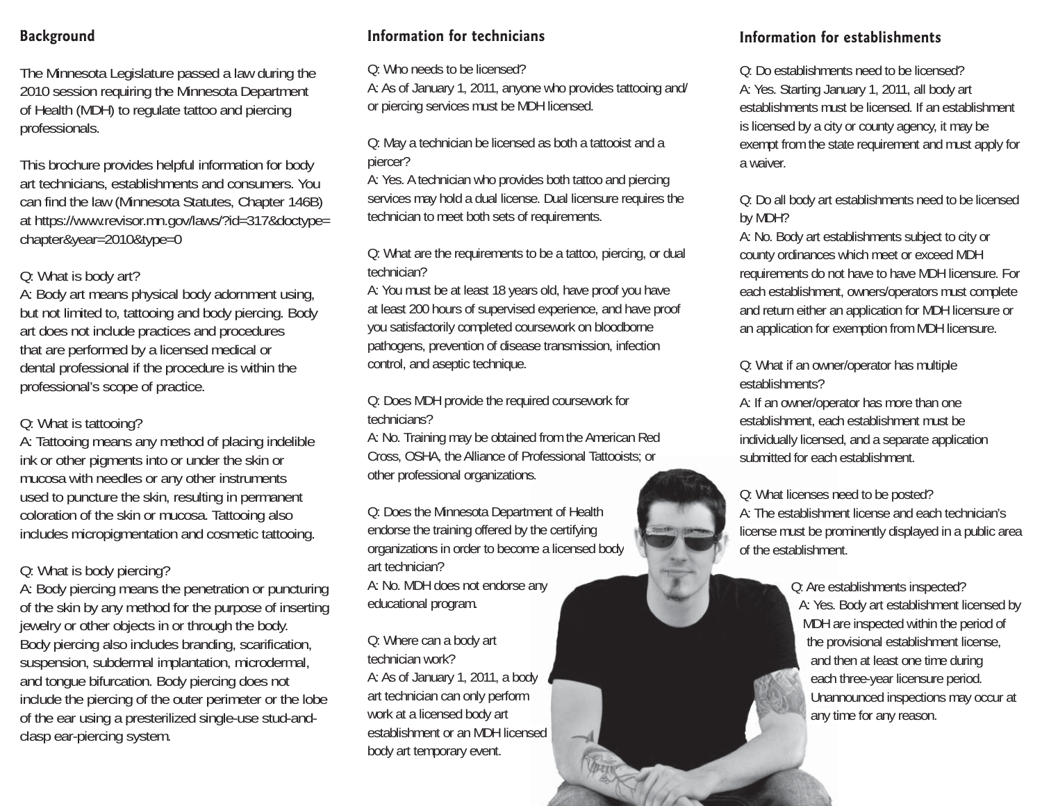## Background

The Minnesota Legislature passed a law during the 2010 session requiring the Minnesota Department of Health (MDH) to regulate tattoo and piercing professionals.

This brochure provides helpful information for body art technicians, establishments and consumers. You can find the law (Minnesota Statutes, Chapter 146B) at https://www.revisor.mn.gov/laws/?id=317&doctype=chapter&year=2010&type=0

Q: What is body art?
A: Body art means physical body adornment using, but not limited to, tattooing and body piercing. Body art does not include practices and procedures that are performed by a licensed medical or dental professional if the procedure is within the professional's scope of practice.

Q: What is tattooing?
A: Tattooing means any method of placing indelible ink or other pigments into or under the skin or mucosa with needles or any other instruments used to puncture the skin, resulting in permanent coloration of the skin or mucosa. Tattooing also includes micropigmentation and cosmetic tattooing.

Q: What is body piercing?
A: Body piercing means the penetration or puncturing of the skin by any method for the purpose of inserting jewelry or other objects in or through the body. Body piercing also includes branding, scarification, suspension, subdermal implantation, microdermal, and tongue bifurcation. Body piercing does not include the piercing of the outer perimeter or the lobe of the ear using a presterilized single-use stud-and-clasp ear-piercing system.

## Information for technicians

Q: Who needs to be licensed?
A: As of January 1, 2011, anyone who provides tattooing and/or piercing services must be MDH licensed.

Q: May a technician be licensed as both a tattooist and a piercer?
A: Yes. A technician who provides both tattoo and piercing services may hold a dual license. Dual licensure requires the technician to meet both sets of requirements.

Q: What are the requirements to be a tattoo, piercing, or dual technician?
A: You must be at least 18 years old, have proof you have at least 200 hours of supervised experience, and have proof you satisfactorily completed coursework on bloodborne pathogens, prevention of disease transmission, infection control, and aseptic technique.

Q: Does MDH provide the required coursework for technicians?
A: No. Training may be obtained from the American Red Cross, OSHA, the Alliance of Professional Tattooists; or other professional organizations.

Q: Does the Minnesota Department of Health endorse the training offered by the certifying organizations in order to become a licensed body art technician?
A: No. MDH does not endorse any educational program.

Q: Where can a body art technician work?
A: As of January 1, 2011, a body art technician can only perform work at a licensed body art establishment or an MDH licensed body art temporary event.

## Information for establishments

Q: Do establishments need to be licensed?
A: Yes. Starting January 1, 2011, all body art establishments must be licensed. If an establishment is licensed by a city or county agency, it may be exempt from the state requirement and must apply for a waiver.

Q: Do all body art establishments need to be licensed by MDH?
A: No. Body art establishments subject to city or county ordinances which meet or exceed MDH requirements do not have to have MDH licensure. For each establishment, owners/operators must complete and return either an application for MDH licensure or an application for exemption from MDH licensure.

Q: What if an owner/operator has multiple establishments?
A: If an owner/operator has more than one establishment, each establishment must be individually licensed, and a separate application submitted for each establishment.

Q: What licenses need to be posted?
A: The establishment license and each technician's license must be prominently displayed in a public area of the establishment.

Q: Are establishments inspected?
A: Yes. Body art establishment licensed by MDH are inspected within the period of the provisional establishment license, and then at least one time during each three-year licensure period. Unannounced inspections may occur at any time for any reason.